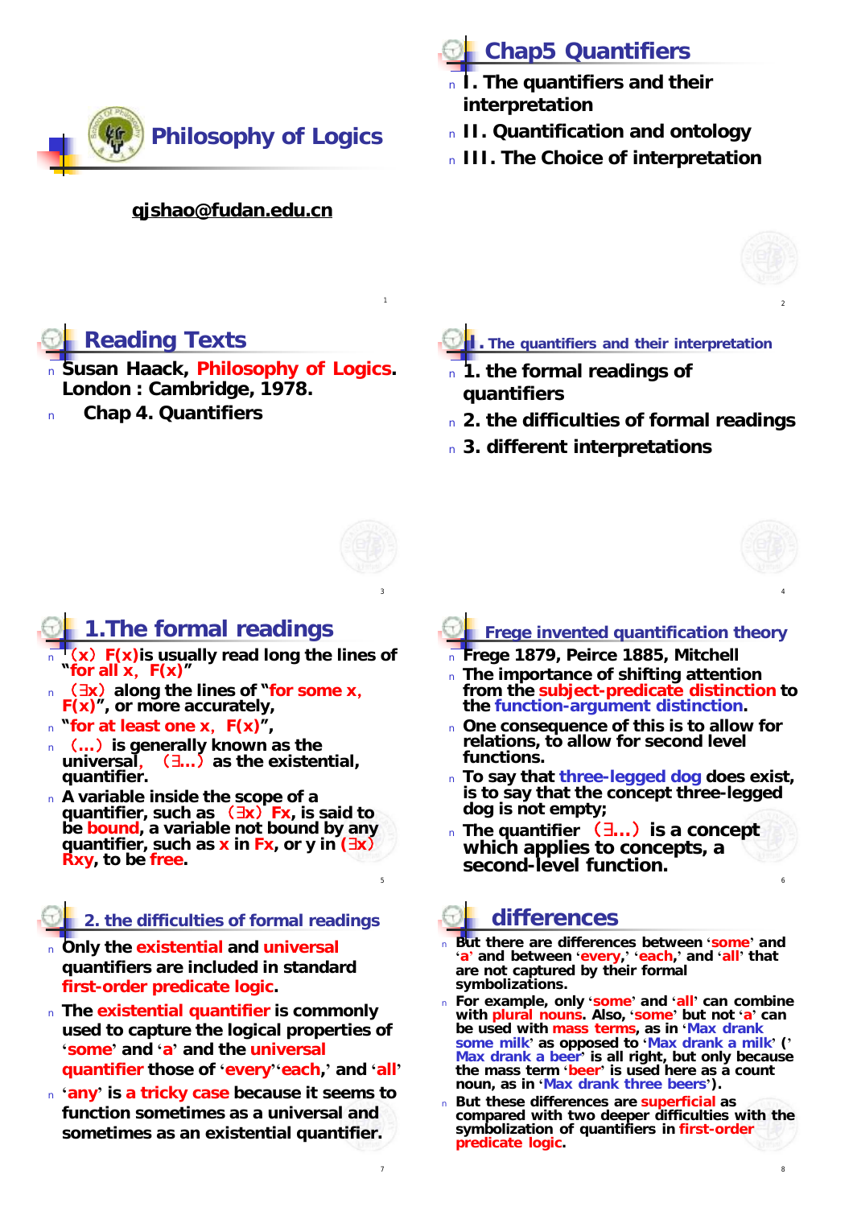# Philosophy of Logics

qjshao@fudan.edu.cn

## Chap5 Quantifiers

- I. The quantifiers and their interpretation
- II. Quantification and ontology
- III. The Choice of interpretation

## Reading Texts

- Susan Haack, **Philosophy of Logics**. London : Cambridge, 1978.
- Chap 4. Quantifiers

## I. The quantifiers and their interpretation

- 1. the formal readings of quantifiers
- 2. the difficulties of formal readings
- 3. different interpretations

## 1.The formal readings

- （x） F(x)is usually read long the lines of "for all x, F(x)"
- （∃x） along the lines of "for some x, F(x)", or more accurately,
- "for at least one x, F(x)",
- （…） is generally known as the universal, （∃…） as the existential, quantifier.
- A variable inside the scope of a quantifier, such as （∃x） Fx, is said to be bound, a variable not bound by any quantifier, such as x in Fx, or y in (∃x) Rxy, to be free.

## Frege invented quantification theory

- Frege 1879, Peirce 1885, Mitchell
- The importance of shifting attention from the subject-predicate distinction to the function-argument distinction.
- One consequence of this is to allow for relations, to allow for second level functions.
- To say that three-legged dog does exist, is to say that the concept three-legged dog is not empty;
- The quantifier （∃…） is a concept which applies to concepts, a second-level function.

## 2. the difficulties of formal readings

- Only the existential and universal quantifiers are included in standard first-order predicate logic.
- The existential quantifier is commonly used to capture the logical properties of 'some' and 'a' and the universal quantifier those of 'every''each,' and 'all'
- 'any' is a tricky case because it seems to function sometimes as a universal and sometimes as an existential quantifier.

## differences

- But there are differences between 'some' and 'a' and between 'every,' 'each,' and 'all' that are not captured by their formal symbolizations.
- For example, only 'some' and 'all' can combine with plural nouns. Also, 'some' but not 'a' can be used with mass terms, as in 'Max drank some milk' as opposed to 'Max drank a milk' (' Max drank a beer' is all right, but only because the mass term 'beer' is used here as a count noun, as in 'Max drank three beers').
- But these differences are superficial as compared with two deeper difficulties with the symbolization of quantifiers in first-order predicate logic.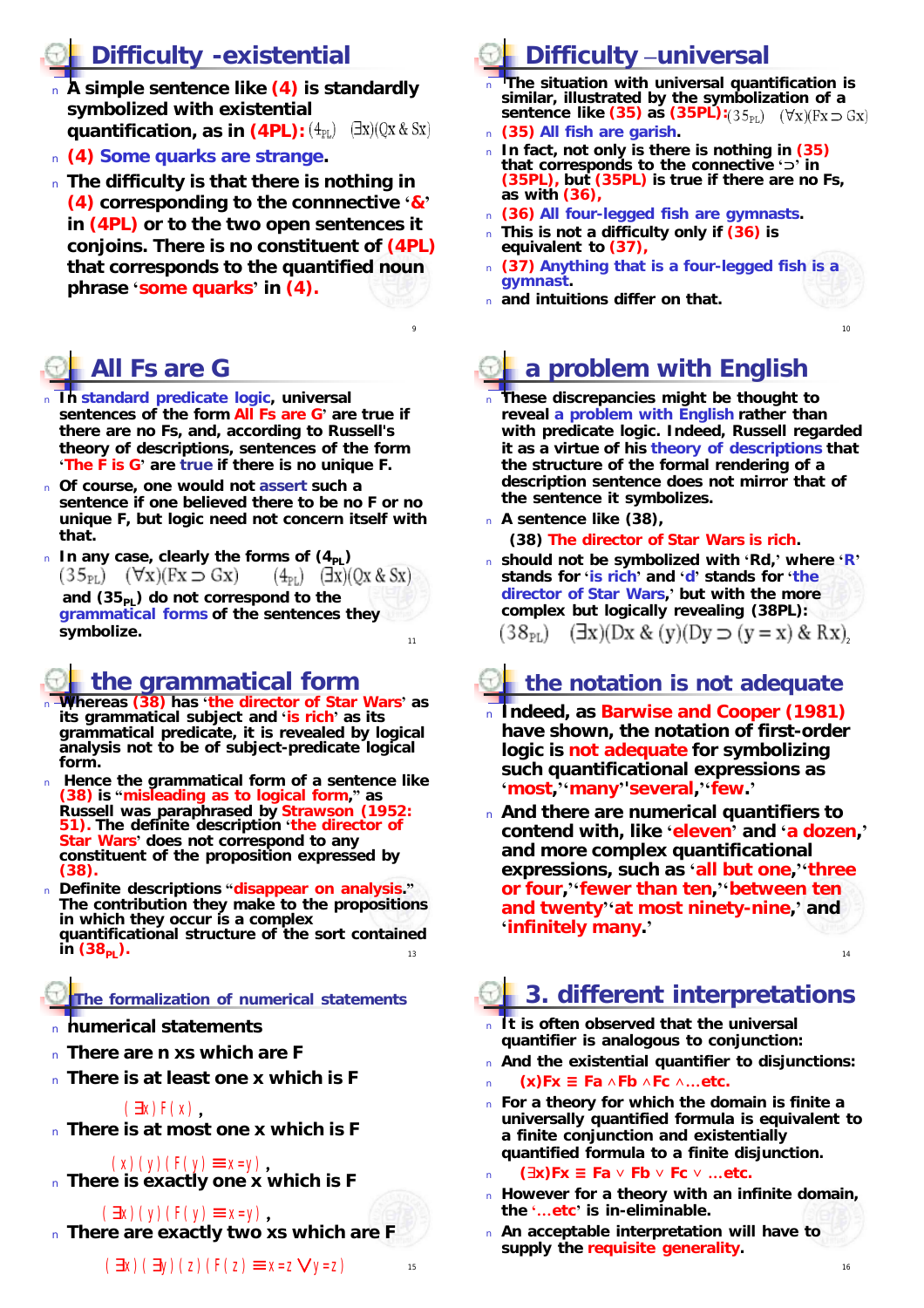## Difficulty -existential

- A simple sentence like (4) is standardly symbolized with existential quantification, as in (4PL): $(4_{PL})\quad (\exists x)(Qx \,\&\, Sx)$
- (4) Some quarks are strange.
- The difficulty is that there is nothing in (4) corresponding to the connnective '&' in (4PL) or to the two open sentences it conjoins. There is no constituent of (4PL) that corresponds to the quantified noun phrase 'some quarks' in (4).

## Difficulty –universal

- The situation with universal quantification is similar, illustrated by the symbolization of a sentence like (35) as (35PL): $(35_{PL})\quad (\forall x)(Fx \supset Gx)$
- (35) All fish are garish.
- In fact, not only is there is nothing in (35) that corresponds to the connective '⊃' in (35PL), but (35PL) is true if there are no Fs, as with (36),
- (36) All four-legged fish are gymnasts.
- This is not a difficulty only if (36) is equivalent to (37),
- (37) Anything that is a four-legged fish is a gymnast.
- and intuitions differ on that.

## All Fs are G

- In standard predicate logic, universal sentences of the form All Fs are G' are true if there are no Fs, and, according to Russell's theory of descriptions, sentences of the form 'The F is G' are true if there is no unique F.
- Of course, one would not assert such a sentence if one believed there to be no F or no unique F, but logic need not concern itself with that.
- In any case, clearly the forms of $(4_{PL})$

  $(35_{PL})\quad (\forall x)(Fx \supset Gx) \qquad (4_{PL})\quad (\exists x)(Qx \,\&\, Sx)$

  and $(35_{PL})$ do not correspond to the grammatical forms of the sentences they symbolize.

## a problem with English

- These discrepancies might be thought to reveal a problem with English rather than with predicate logic. Indeed, Russell regarded it as a virtue of his theory of descriptions that the structure of the formal rendering of a description sentence does not mirror that of the sentence it symbolizes.
- A sentence like (38),

  (38) The director of Star Wars is rich.
- should not be symbolized with 'Rd,' where 'R' stands for 'is rich' and 'd' stands for 'the director of Star Wars,' but with the more complex but logically revealing (38PL):

  $(38_{PL})\quad (\exists x)(Dx \,\&\, (y)(Dy \supset (y = x) \,\&\, Rx)$

## the grammatical form

- Whereas (38) has 'the director of Star Wars' as its grammatical subject and 'is rich' as its grammatical predicate, it is revealed by logical analysis not to be of subject-predicate logical form.
- Hence the grammatical form of a sentence like (38) is "misleading as to logical form," as Russell was paraphrased by Strawson (1952: 51). The definite description 'the director of Star Wars' does not correspond to any constituent of the proposition expressed by (38).
- Definite descriptions "disappear on analysis." The contribution they make to the propositions in which they occur is a complex quantificational structure of the sort contained in $(38_{PL})$.

## the notation is not adequate

- Indeed, as Barwise and Cooper (1981) have shown, the notation of first-order logic is not adequate for symbolizing such quantificational expressions as 'most,' 'many' 'several,' 'few.'
- And there are numerical quantifiers to contend with, like 'eleven' and 'a dozen,' and more complex quantificational expressions, such as 'all but one,' 'three or four,' 'fewer than ten,' 'between ten and twenty' 'at most ninety-nine,' and 'infinitely many.'

## The formalization of numerical statements

- numerical statements
- There are n xs which are F
- There is at least one x which is F

  $(\exists x) F(x)$ ,
- There is at most one x which is F

  $(x)(y)(F(y) \equiv x = y)$ ,
- There is exactly one x which is F

  $(\exists x)(y)(F(y) \equiv x = y)$ ,
- There are exactly two xs which are F

  $(\exists x)(\exists y)(z)(F(z) \equiv x = z \vee y = z)$

## 3. different interpretations

- It is often observed that the universal quantifier is analogous to conjunction:
- And the existential quantifier to disjunctions:
- $(x)Fx \equiv Fa \wedge Fb \wedge Fc \wedge \ldots$etc.
- For a theory for which the domain is finite a universally quantified formula is equivalent to a finite conjunction and existentially quantified formula to a finite disjunction.
- $(\exists x)Fx \equiv Fa \vee Fb \vee Fc \vee \ldots$etc.
- However for a theory with an infinite domain, the '…etc' is in-eliminable.
- An acceptable interpretation will have to supply the requisite generality.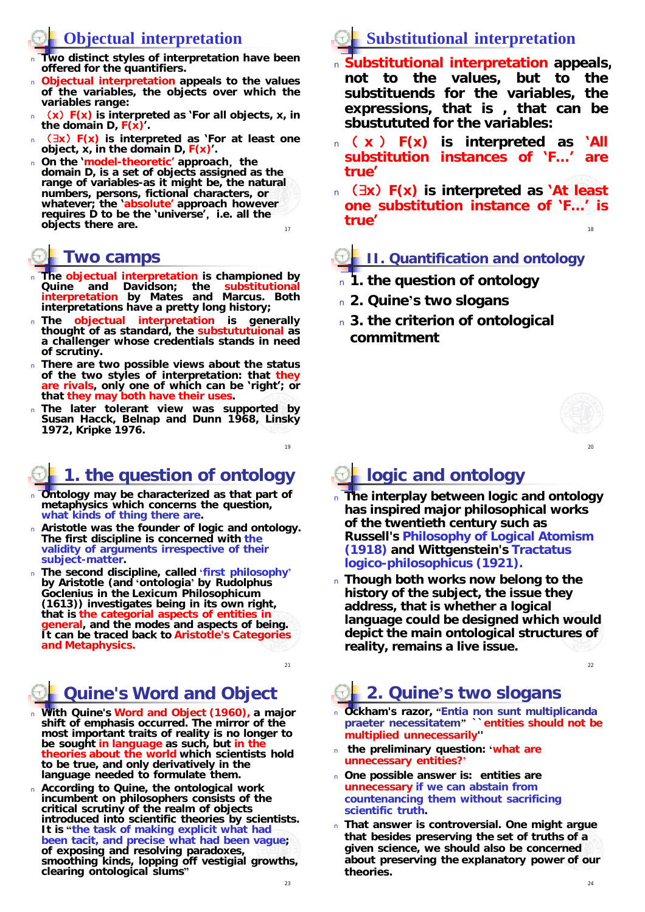## Objectual interpretation

- Two distinct styles of interpretation have been offered for the quantifiers.
- Objectual interpretation appeals to the values of the variables, the objects over which the variables range:
- （x）F(x) is interpreted as 'For all objects, x, in the domain D, F(x)'.
- （∃x）F(x) is interpreted as 'For at least one object, x, in the domain D, F(x)'.
- On the 'model-theoretic' approach，the domain D, is a set of objects assigned as the range of variables-as it might be, the natural numbers, persons, fictional characters, or whatever; the 'absolute' approach however requires D to be the 'universe'，i.e. all the objects there are.

## Substitutional interpretation

- Substitutional interpretation appeals, not to the values, but to the substituends for the variables, the expressions, that is , that can be sbustututed for the variables:
- （x） F(x) is interpreted as 'All substitution instances of 'F…' are true'
- （∃x）F(x) is interpreted as 'At least one substitution instance of 'F…' is true'

## Two camps

- The objectual interpretation is championed by Quine and Davidson; the substitutional interpretation by Mates and Marcus. Both interpretations have a pretty long history;
- The objectual interpretation is generally thought of as standard, the substututuional as a challenger whose credentials stands in need of scrutiny.
- There are two possible views about the status of the two styles of interpretation: that they are rivals, only one of which can be 'right'; or that they may both have their uses.
- The later tolerant view was supported by Susan Hacck, Belnap and Dunn 1968, Linsky 1972, Kripke 1976.

## II. Quantification and ontology

- 1. the question of ontology
- 2. Quine's two slogans
- 3. the criterion of ontological commitment

## 1. the question of ontology

- Ontology may be characterized as that part of metaphysics which concerns the question, what kinds of thing there are.
- Aristotle was the founder of logic and ontology. The first discipline is concerned with the validity of arguments irrespective of their subject-matter.
- The second discipline, called 'first philosophy' by Aristotle (and 'ontologia' by Rudolphus Goclenius in the Lexicum Philosophicum (1613)) investigates being in its own right, that is the categorial aspects of entities in general, and the modes and aspects of being. It can be traced back to Aristotle's Categories and Metaphysics.

## logic and ontology

- The interplay between logic and ontology has inspired major philosophical works of the twentieth century such as Russell's Philosophy of Logical Atomism (1918) and Wittgenstein's Tractatus logico-philosophicus (1921).
- Though both works now belong to the history of the subject, the issue they address, that is whether a logical language could be designed which would depict the main ontological structures of reality, remains a live issue.

## Quine's Word and Object

- With Quine's Word and Object (1960), a major shift of emphasis occurred. The mirror of the most important traits of reality is no longer to be sought in language as such, but in the theories about the world which scientists hold to be true, and only derivatively in the language needed to formulate them.
- According to Quine, the ontological work incumbent on philosophers consists of the critical scrutiny of the realm of objects introduced into scientific theories by scientists. It is "the task of making explicit what had been tacit, and precise what had been vague; of exposing and resolving paradoxes, smoothing kinds, lopping off vestigial growths, clearing ontological slums"

## 2. Quine's two slogans

- Ockham's razor, "Entia non sunt multiplicanda praeter necessitatem" ``entities should not be multiplied unnecessarily''
- the preliminary question: 'what are unnecessary entities?'
- One possible answer is: entities are unnecessary if we can abstain from countenancing them without sacrificing scientific truth.
- That answer is controversial. One might argue that besides preserving the set of truths of a given science, we should also be concerned about preserving the explanatory power of our theories.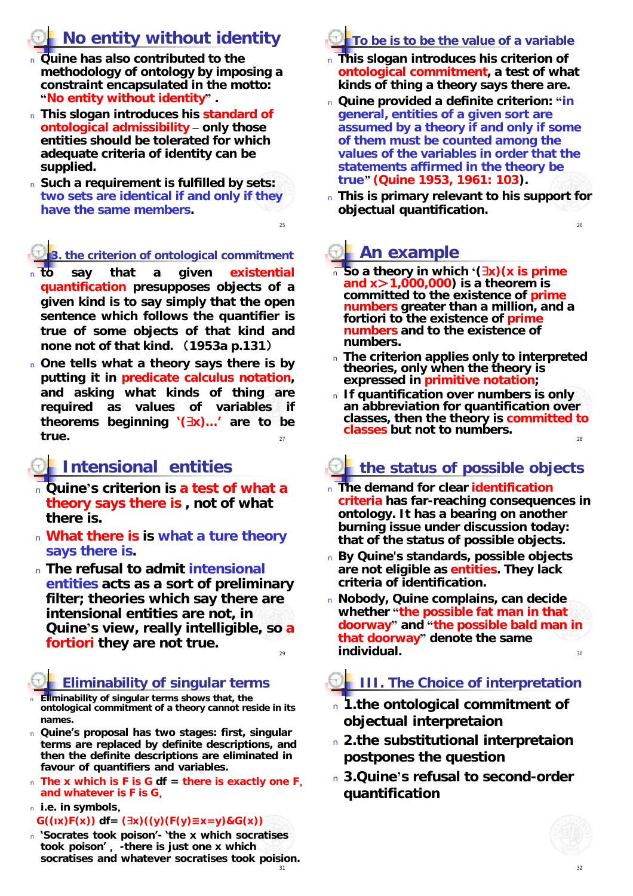## No entity without identity

- Quine has also contributed to the methodology of ontology by imposing a constraint encapsulated in the motto: "No entity without identity" .
- This slogan introduces his standard of ontological admissibility – only those entities should be tolerated for which adequate criteria of identity can be supplied.
- Such a requirement is fulfilled by sets: two sets are identical if and only if they have the same members.

## To be is to be the value of a variable

- This slogan introduces his criterion of ontological commitment, a test of what kinds of thing a theory says there are.
- Quine provided a definite criterion: "in general, entities of a given sort are assumed by a theory if and only if some of them must be counted among the values of the variables in order that the statements affirmed in the theory be true" (Quine 1953, 1961: 103).
- This is primary relevant to his support for objectual quantification.

## 3. the criterion of ontological commitment

- to say that a given existential quantification presupposes objects of a given kind is to say simply that the open sentence which follows the quantifier is true of some objects of that kind and none not of that kind. （1953a p.131）
- One tells what a theory says there is by putting it in predicate calculus notation, and asking what kinds of thing are required as values of variables if theorems beginning '(∃x)…' are to be true.

## An example

- So a theory in which '(∃x)(x is prime and x＞1,000,000) is a theorem is committed to the existence of prime numbers greater than a million, and a fortiori to the existence of prime numbers and to the existence of numbers.
- The criterion applies only to interpreted theories, only when the theory is expressed in primitive notation;
- If quantification over numbers is only an abbreviation for quantification over classes, then the theory is committed to classes but not to numbers.

## Intensional entities

- Quine's criterion is a test of what a theory says there is , not of what there is.
- What there is is what a ture theory says there is.
- The refusal to admit intensional entities acts as a sort of preliminary filter; theories which say there are intensional entities are not, in Quine's view, really intelligible, so a fortiori they are not true.

## the status of possible objects

- The demand for clear identification criteria has far-reaching consequences in ontology. It has a bearing on another burning issue under discussion today: that of the status of possible objects.
- By Quine's standards, possible objects are not eligible as entities. They lack criteria of identification.
- Nobody, Quine complains, can decide whether "the possible fat man in that doorway" and "the possible bald man in that doorway" denote the same individual.

## Eliminability of singular terms

- Eliminability of singular terms shows that, the ontological commitment of a theory cannot reside in its names.
- Quine's proposal has two stages: first, singular terms are replaced by definite descriptions, and then the definite descriptions are eliminated in favour of quantifiers and variables.
- The x which is F is G df = there is exactly one F, and whatever is F is G,
- i.e. in symbols,

  $G((\iota x)F(x))$ df= $(\exists x)((y)(F(y)\equiv x=y)\&G(x))$
- 'Socrates took poison'- 'the x which socratises took poison' , -there is just one x which socratises and whatever socratises took poision.

## III. The Choice of interpretation

- 1.the ontological commitment of objectual interpretaion
- 2.the substitutional interpretaion postpones the question
- 3.Quine's refusal to second-order quantification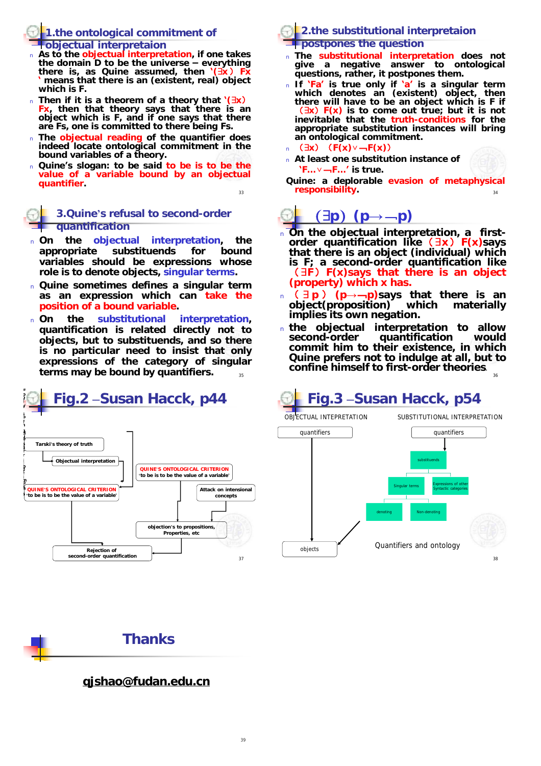## 1.the ontological commitment of objectual interpretaion

- As to the objectual interpretation, if one takes the domain D to be the universe – everything there is, as Quine assumed, then '$(\exists x)$ Fx' means that there is an (existent, real) object which is F.
- Then if it is a theorem of a theory that '$(\exists x)$ Fx, then that theory says that there is an object which is F, and if one says that there are Fs, one is committed to there being Fs.
- The objectual reading of the quantifier does indeed locate ontological commitment in the bound variables of a theory.
- Quine's slogan: to be said to be is to be the value of a variable bound by an objectual quantifier.

## 2.the substitutional interpretaion postpones the question

- The substitutional interpretation does not give a negative answer to ontological questions, rather, it postpones them.
- If 'Fa' is true only if 'a' is a singular term which denotes an (existent) object, then there will have to be an object which is F if $(\exists x)$ F(x) is to come out true; but it is not inevitable that the truth-conditions for the appropriate substitution instances will bring an ontological commitment.
- $(\exists x)$ $(F(x) \vee \neg F(x))$
- At least one substitution instance of 'F… ∨ ¬F…' is true.

Quine: a deplorable evasion of metaphysical responsibility.

## 3.Quine's refusal to second-order quantification

- On the objectual interpretation, the appropriate substituends for bound variables should be expressions whose role is to denote objects, singular terms.
- Quine sometimes defines a singular term as an expression which can take the position of a bound variable.
- On the substitutional interpretation, quantification is related directly not to objects, but to substituends, and so there is no particular need to insist that only expressions of the category of singular terms may be bound by quantifiers.

## $(\exists p)$ $(p \rightarrow \neg p)$

- On the objectual interpretation, a first-order quantification like $(\exists x)$ F(x)says that there is an object (individual) which is F; a second-order quantification like $(\exists F)$ F(x)says that there is an object (property) which x has.
- $(\exists p)$ $(p \rightarrow \neg p)$says that there is an object(proposition) which materially implies its own negation.
- the objectual interpretation to allow second-order quantification would commit him to their existence, in which Quine prefers not to indulge at all, but to confine himself to first-order theories.

## Fig.2 –Susan Hacck, p44

Tarski's theory of truth

Objectual interpretation

QUINE'S ONTOLOGICAL CRITERION
'to be is to be the value of a variable'

QUINE'S ONTOLOGICAL CRITERION
'to be is to be the value of a variable'

Attack on intensional concepts

objection's to propositions, Properties, etc

Rejection of second-order quantification

## Fig.3 –Susan Hacck, p54

OBJECTUAL INTEPRETATION

SUBSTITUTIONAL INTERPRETATION

quantifiers

quantifiers

substituends

Singular terms

Expressions of other Syntactic categories

denoting

Non-denoting

objects

Quantifiers and ontology

## Thanks

qjshao@fudan.edu.cn